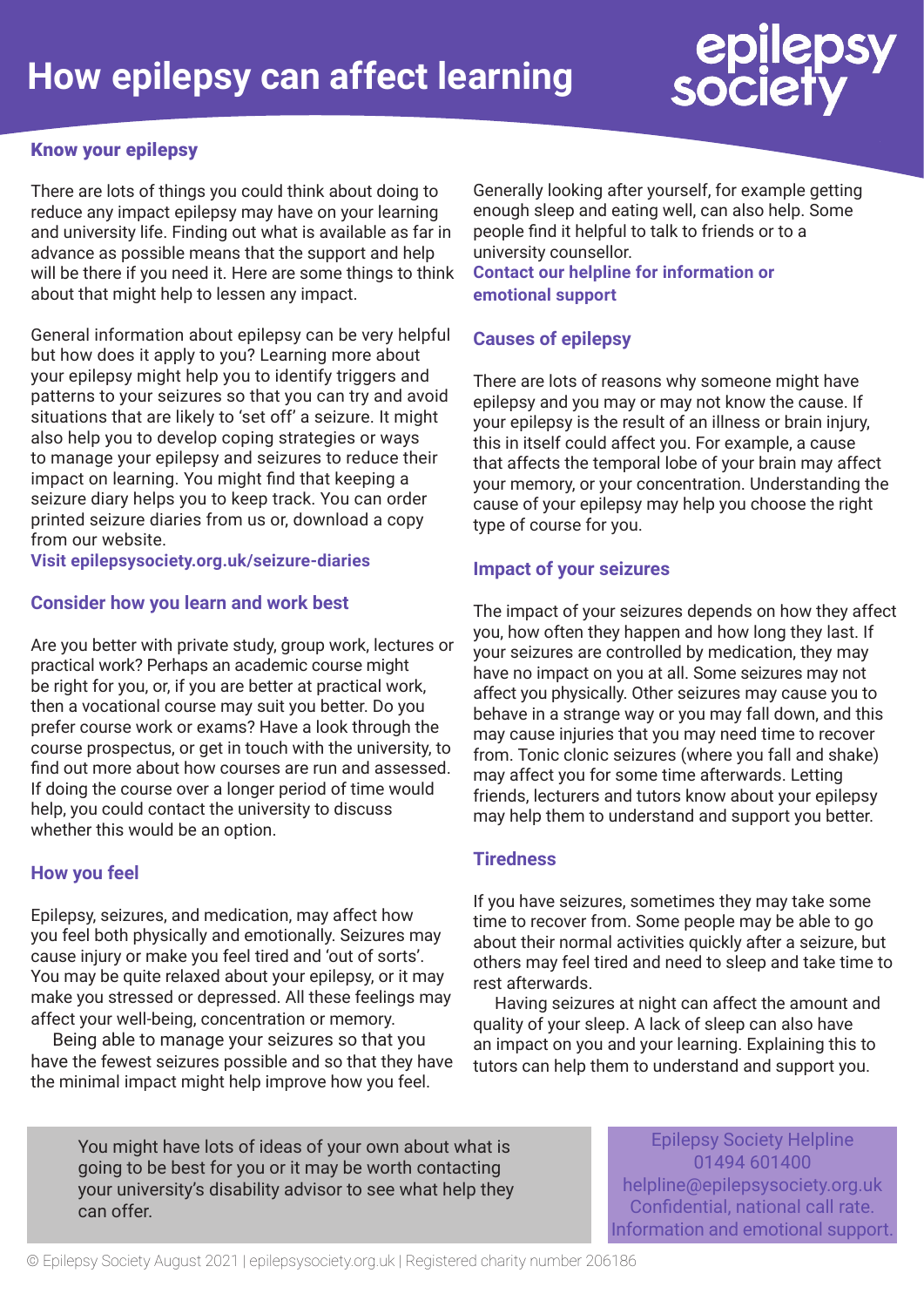# How epilepsy can affect learning

## Know your epilepsy

There are lots of things you could think about doing to reduce any impact epilepsy may have on your learning and university life. Finding out what is available as far in advance as possible means that the support and help will be there if you need it. Here are some things to think about that might help to lessen any impact.

General information about epilepsy can be very helpful but how does it apply to you? Learning more about your epilepsy might help you to identify triggers and patterns to your seizures so that you can try and avoid situations that are likely to 'set off' a seizure. It might also help you to develop coping strategies or ways to manage your epilepsy and seizures to reduce their impact on learning. You might find that keeping a seizure diary helps you to keep track. You can order printed seizure diaries from us or, download a copy from our website.

**Visit epilepsysociety.org.uk/seizure-diaries**

## Consider how you learn and work best

Are you better with private study, group work, lectures or practical work? Perhaps an academic course might be right for you, or, if you are better at practical work, then a vocational course may suit you better. Do you prefer course work or exams? Have a look through the course prospectus, or get in touch with the university, to find out more about how courses are run and assessed. If doing the course over a longer period of time would help, you could contact the university to discuss whether this would be an option.

## How you feel

Epilepsy, seizures, and medication, may affect how you feel both physically and emotionally. Seizures may cause injury or make you feel tired and 'out of sorts'. You may be quite relaxed about your epilepsy, or it may make you stressed or depressed. All these feelings may affect your well-being, concentration or memory.

Being able to manage your seizures so that you have the fewest seizures possible and so that they have the minimal impact might help improve how you feel.

Generally looking after yourself, for example getting enough sleep and eating well, can also help. Some people find it helpful to talk to friends or to a university counsellor.

**Contact our helpline for information or emotional support**

## Causes of epilepsy

There are lots of reasons why someone might have epilepsy and you may or may not know the cause. If your epilepsy is the result of an illness or brain injury, this in itself could affect you. For example, a cause that affects the temporal lobe of your brain may affect your memory, or your concentration. Understanding the cause of your epilepsy may help you choose the right type of course for you.

## Impact of your seizures

The impact of your seizures depends on how they affect you, how often they happen and how long they last. If your seizures are controlled by medication, they may have no impact on you at all. Some seizures may not affect you physically. Other seizures may cause you to behave in a strange way or you may fall down, and this may cause injuries that you may need time to recover from. Tonic clonic seizures (where you fall and shake) may affect you for some time afterwards. Letting friends, lecturers and tutors know about your epilepsy may help them to understand and support you better.

## Tiredness

If you have seizures, sometimes they may take some time to recover from. Some people may be able to go about their normal activities quickly after a seizure, but others may feel tired and need to sleep and take time to rest afterwards.

Having seizures at night can affect the amount and quality of your sleep. A lack of sleep can also have an impact on you and your learning. Explaining this to tutors can help them to understand and support you.

You might have lots of ideas of your own about what is going to be best for you or it may be worth contacting your university's disability advisor to see what help they can offer.

Epilepsy Society Helpline
01494 601400
helpline@epilepsysociety.org.uk
Confidential, national call rate.
Information and emotional support.

© Epilepsy Society August 2021 | epilepsysociety.org.uk | Registered charity number 206186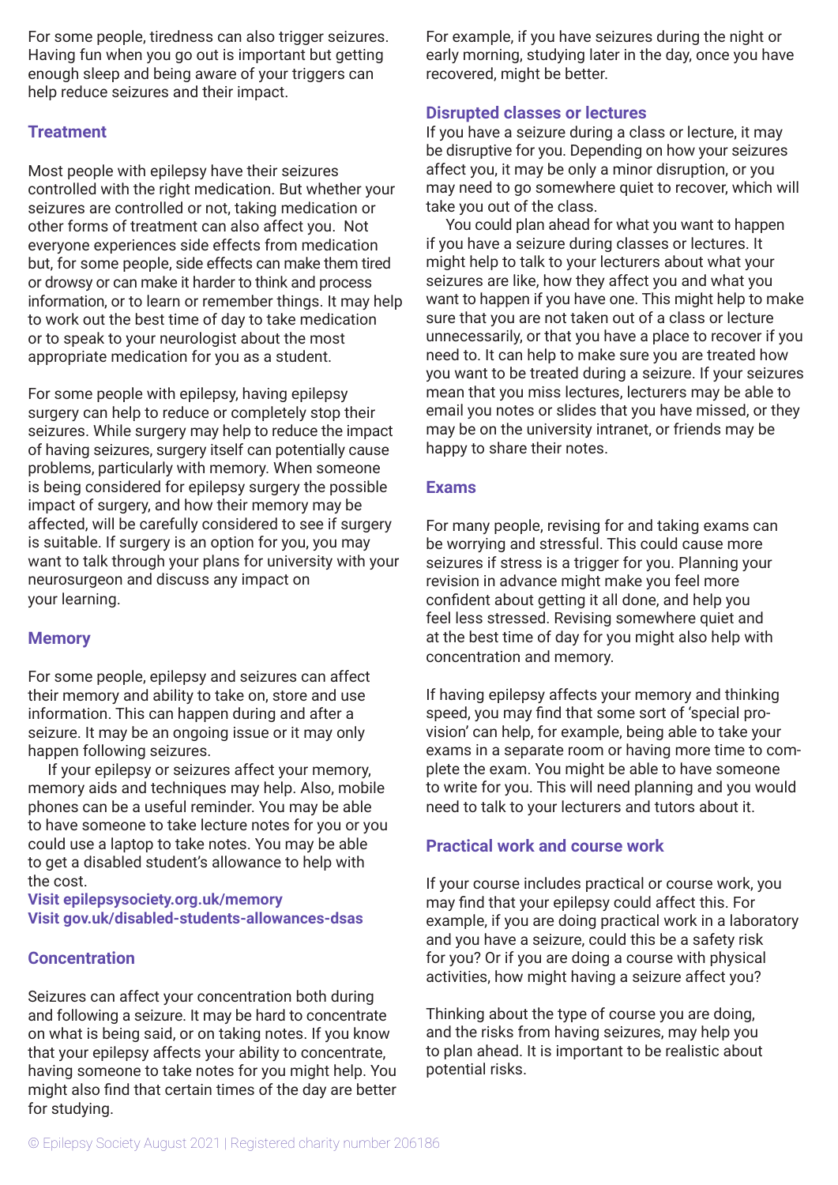For some people, tiredness can also trigger seizures. Having fun when you go out is important but getting enough sleep and being aware of your triggers can help reduce seizures and their impact.

## Treatment

Most people with epilepsy have their seizures controlled with the right medication. But whether your seizures are controlled or not, taking medication or other forms of treatment can also affect you. Not everyone experiences side effects from medication but, for some people, side effects can make them tired or drowsy or can make it harder to think and process information, or to learn or remember things. It may help to work out the best time of day to take medication or to speak to your neurologist about the most appropriate medication for you as a student.

For some people with epilepsy, having epilepsy surgery can help to reduce or completely stop their seizures. While surgery may help to reduce the impact of having seizures, surgery itself can potentially cause problems, particularly with memory. When someone is being considered for epilepsy surgery the possible impact of surgery, and how their memory may be affected, will be carefully considered to see if surgery is suitable. If surgery is an option for you, you may want to talk through your plans for university with your neurosurgeon and discuss any impact on your learning.

## Memory

For some people, epilepsy and seizures can affect their memory and ability to take on, store and use information. This can happen during and after a seizure. It may be an ongoing issue or it may only happen following seizures.

If your epilepsy or seizures affect your memory, memory aids and techniques may help. Also, mobile phones can be a useful reminder. You may be able to have someone to take lecture notes for you or you could use a laptop to take notes. You may be able to get a disabled student's allowance to help with the cost.

**Visit epilepsysociety.org.uk/memory**
**Visit gov.uk/disabled-students-allowances-dsas**

## Concentration

Seizures can affect your concentration both during and following a seizure. It may be hard to concentrate on what is being said, or on taking notes. If you know that your epilepsy affects your ability to concentrate, having someone to take notes for you might help. You might also find that certain times of the day are better for studying. For example, if you have seizures during the night or early morning, studying later in the day, once you have recovered, might be better.

## Disrupted classes or lectures

If you have a seizure during a class or lecture, it may be disruptive for you. Depending on how your seizures affect you, it may be only a minor disruption, or you may need to go somewhere quiet to recover, which will take you out of the class.

You could plan ahead for what you want to happen if you have a seizure during classes or lectures. It might help to talk to your lecturers about what your seizures are like, how they affect you and what you want to happen if you have one. This might help to make sure that you are not taken out of a class or lecture unnecessarily, or that you have a place to recover if you need to. It can help to make sure you are treated how you want to be treated during a seizure. If your seizures mean that you miss lectures, lecturers may be able to email you notes or slides that you have missed, or they may be on the university intranet, or friends may be happy to share their notes.

## Exams

For many people, revising for and taking exams can be worrying and stressful. This could cause more seizures if stress is a trigger for you. Planning your revision in advance might make you feel more confident about getting it all done, and help you feel less stressed. Revising somewhere quiet and at the best time of day for you might also help with concentration and memory.

If having epilepsy affects your memory and thinking speed, you may find that some sort of 'special provision' can help, for example, being able to take your exams in a separate room or having more time to complete the exam. You might be able to have someone to write for you. This will need planning and you would need to talk to your lecturers and tutors about it.

## Practical work and course work

If your course includes practical or course work, you may find that your epilepsy could affect this. For example, if you are doing practical work in a laboratory and you have a seizure, could this be a safety risk for you? Or if you are doing a course with physical activities, how might having a seizure affect you?

Thinking about the type of course you are doing, and the risks from having seizures, may help you to plan ahead. It is important to be realistic about potential risks.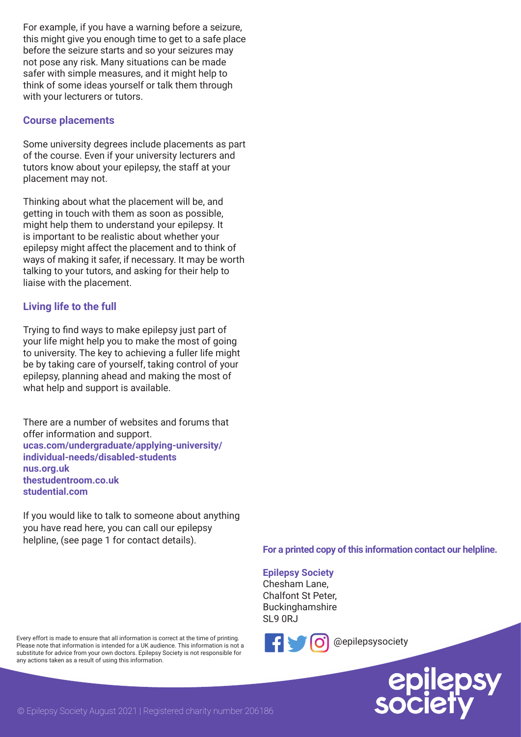For example, if you have a warning before a seizure, this might give you enough time to get to a safe place before the seizure starts and so your seizures may not pose any risk. Many situations can be made safer with simple measures, and it might help to think of some ideas yourself or talk them through with your lecturers or tutors.

## Course placements

Some university degrees include placements as part of the course. Even if your university lecturers and tutors know about your epilepsy, the staff at your placement may not.

Thinking about what the placement will be, and getting in touch with them as soon as possible, might help them to understand your epilepsy. It is important to be realistic about whether your epilepsy might affect the placement and to think of ways of making it safer, if necessary. It may be worth talking to your tutors, and asking for their help to liaise with the placement.

## Living life to the full

Trying to find ways to make epilepsy just part of your life might help you to make the most of going to university. The key to achieving a fuller life might be by taking care of yourself, taking control of your epilepsy, planning ahead and making the most of what help and support is available.

There are a number of websites and forums that offer information and support.
**ucas.com/undergraduate/applying-university/individual-needs/disabled-students**
**nus.org.uk**
**thestudentroom.co.uk**
**studential.com**

If you would like to talk to someone about anything you have read here, you can call our epilepsy helpline, (see page 1 for contact details).

Every effort is made to ensure that all information is correct at the time of printing. Please note that information is intended for a UK audience. This information is not a substitute for advice from your own doctors. Epilepsy Society is not responsible for any actions taken as a result of using this information.

**For a printed copy of this information contact our helpline.**

**Epilepsy Society**
Chesham Lane,
Chalfont St Peter,
Buckinghamshire
SL9 0RJ

@epilepsysociety

epilepsy society

© Epilepsy Society August 2021 | Registered charity number 206186